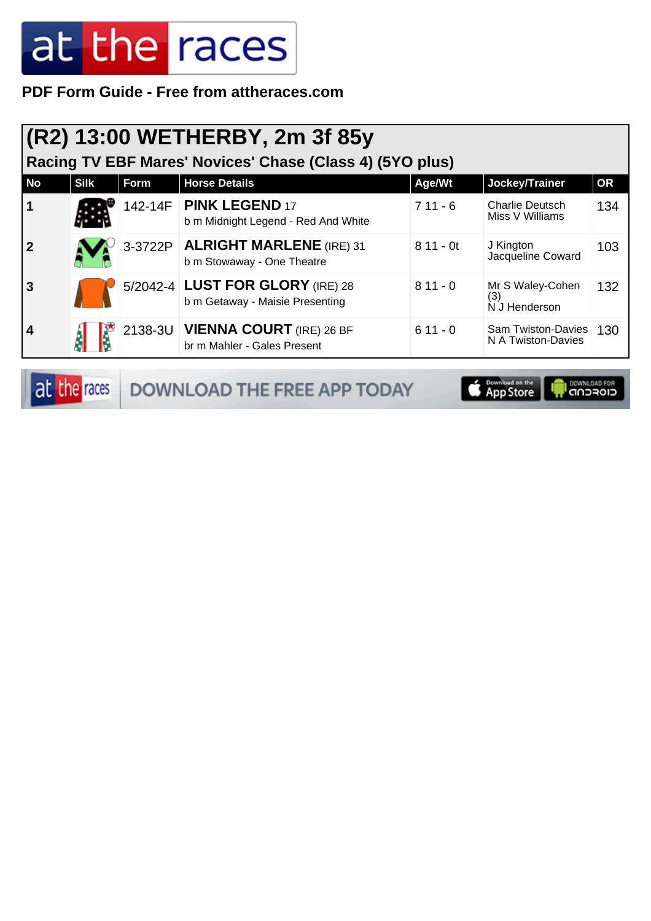PDF Form Guide - Free from attheraces.com

## (R2) 13:00 WETHERBY, 2m 3f 85y

### Racing TV EBF Mares' Novices' Chase (Class 4) (5YO plus)

| No | Silk | Form | Horse Details | Age/Wt | Jockey/Trainer | OR |
|---|---|---|---|---|---|---|
| 1 | | 142-14F | **PINK LEGEND** 17<br>b m Midnight Legend - Red And White | 7 11 - 6 | Charlie Deutsch<br>Miss V Williams | 134 |
| 2 | | 3-3722P | **ALRIGHT MARLENE** (IRE) 31<br>b m Stowaway - One Theatre | 8 11 - 0t | J Kington<br>Jacqueline Coward | 103 |
| 3 | | 5/2042-4 | **LUST FOR GLORY** (IRE) 28<br>b m Getaway - Maisie Presenting | 8 11 - 0 | Mr S Waley-Cohen (3)<br>N J Henderson | 132 |
| 4 | | 2138-3U | **VIENNA COURT** (IRE) 26 BF<br>br m Mahler - Gales Present | 6 11 - 0 | Sam Twiston-Davies<br>N A Twiston-Davies | 130 |

DOWNLOAD THE FREE APP TODAY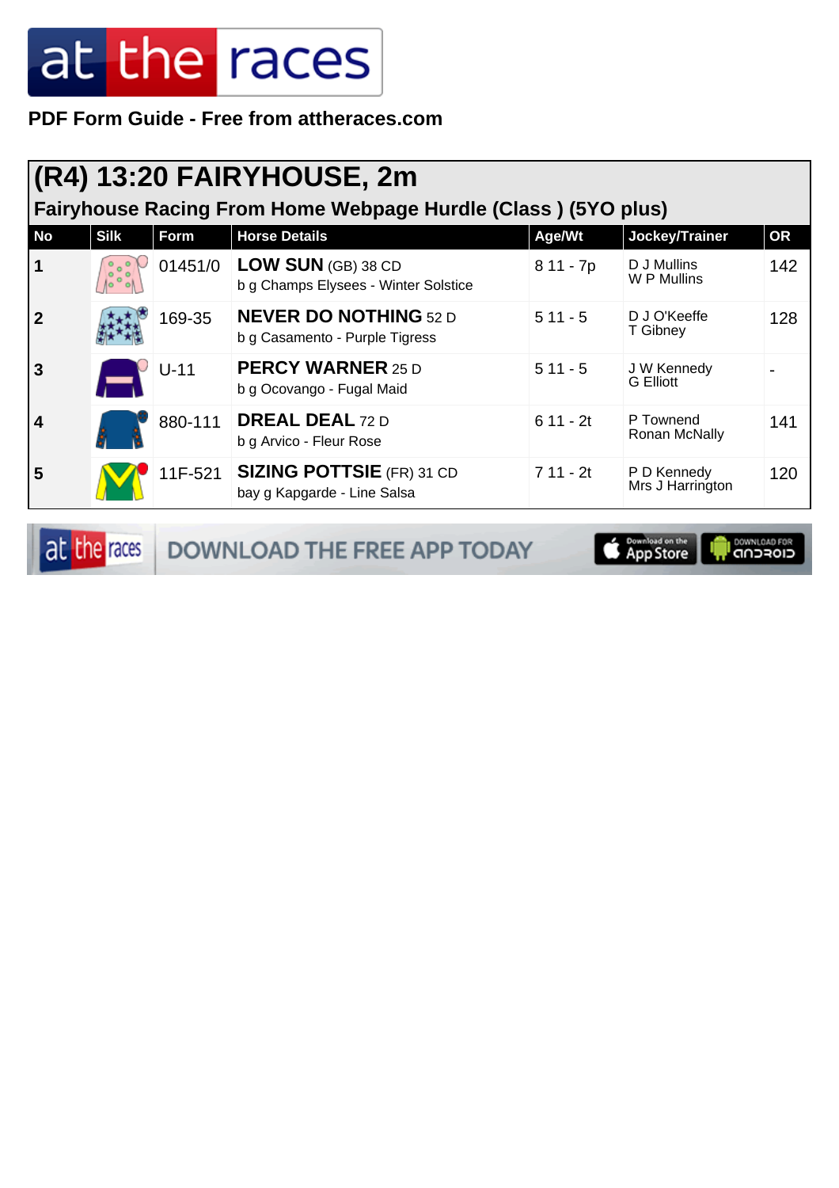**PDF Form Guide - Free from attheraces.com**

## (R4) 13:20 FAIRYHOUSE, 2m

### Fairyhouse Racing From Home Webpage Hurdle (Class ) (5YO plus)

| No | Silk | Form | Horse Details | Age/Wt | Jockey/Trainer | OR |
|---|---|---|---|---|---|---|
| 1 | | 01451/0 | **LOW SUN** (GB) 38 CD<br>b g Champs Elysees - Winter Solstice | 8 11 - 7p | D J Mullins<br>W P Mullins | 142 |
| 2 | | 169-35 | **NEVER DO NOTHING** 52 D<br>b g Casamento - Purple Tigress | 5 11 - 5 | D J O'Keeffe<br>T Gibney | 128 |
| 3 | | U-11 | **PERCY WARNER** 25 D<br>b g Ocovango - Fugal Maid | 5 11 - 5 | J W Kennedy<br>G Elliott | - |
| 4 | | 880-111 | **DREAL DEAL** 72 D<br>b g Arvico - Fleur Rose | 6 11 - 2t | P Townend<br>Ronan McNally | 141 |
| 5 | | 11F-521 | **SIZING POTTSIE** (FR) 31 CD<br>bay g Kapgarde - Line Salsa | 7 11 - 2t | P D Kennedy<br>Mrs J Harrington | 120 |

DOWNLOAD THE FREE APP TODAY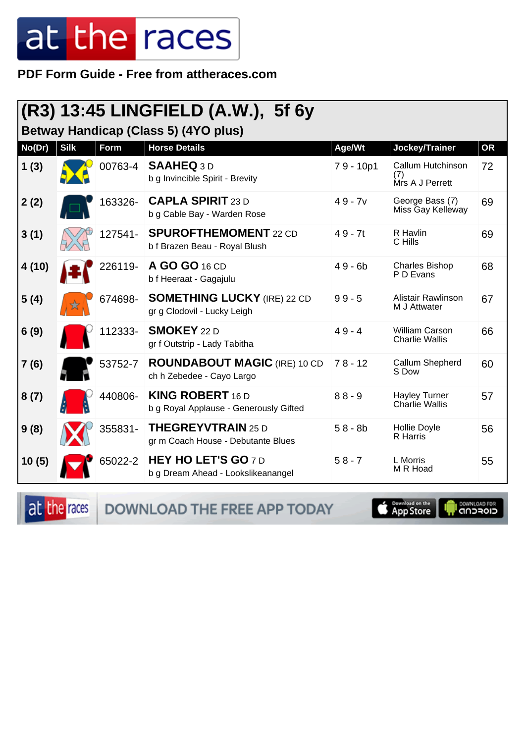**PDF Form Guide - Free from attheraces.com**

## (R3) 13:45 LINGFIELD (A.W.), 5f 6y

### Betway Handicap (Class 5) (4YO plus)

| No(Dr) | Silk | Form | Horse Details | Age/Wt | Jockey/Trainer | OR |
|---|---|---|---|---|---|---|
| 1 (3) | | 00763-4 | **SAAHEQ** 3 D<br>b g Invincible Spirit - Brevity | 7 9 - 10p1 | Callum Hutchinson (7)<br>Mrs A J Perrett | 72 |
| 2 (2) | | 163326- | **CAPLA SPIRIT** 23 D<br>b g Cable Bay - Warden Rose | 4 9 - 7v | George Bass (7)<br>Miss Gay Kelleway | 69 |
| 3 (1) | | 127541- | **SPUROFTHEMOMENT** 22 CD<br>b f Brazen Beau - Royal Blush | 4 9 - 7t | R Havlin<br>C Hills | 69 |
| 4 (10) | | 226119- | **A GO GO** 16 CD<br>b f Heeraat - Gagajulu | 4 9 - 6b | Charles Bishop<br>P D Evans | 68 |
| 5 (4) | | 674698- | **SOMETHING LUCKY** (IRE) 22 CD<br>gr g Clodovil - Lucky Leigh | 9 9 - 5 | Alistair Rawlinson<br>M J Attwater | 67 |
| 6 (9) | | 112333- | **SMOKEY** 22 D<br>gr f Outstrip - Lady Tabitha | 4 9 - 4 | William Carson<br>Charlie Wallis | 66 |
| 7 (6) | | 53752-7 | **ROUNDABOUT MAGIC** (IRE) 10 CD<br>ch h Zebedee - Cayo Largo | 7 8 - 12 | Callum Shepherd<br>S Dow | 60 |
| 8 (7) | | 440806- | **KING ROBERT** 16 D<br>b g Royal Applause - Generously Gifted | 8 8 - 9 | Hayley Turner<br>Charlie Wallis | 57 |
| 9 (8) | | 355831- | **THEGREYVTRAIN** 25 D<br>gr m Coach House - Debutante Blues | 5 8 - 8b | Hollie Doyle<br>R Harris | 56 |
| 10 (5) | | 65022-2 | **HEY HO LET'S GO** 7 D<br>b g Dream Ahead - Lookslikeanangel | 5 8 - 7 | L Morris<br>M R Hoad | 55 |

DOWNLOAD THE FREE APP TODAY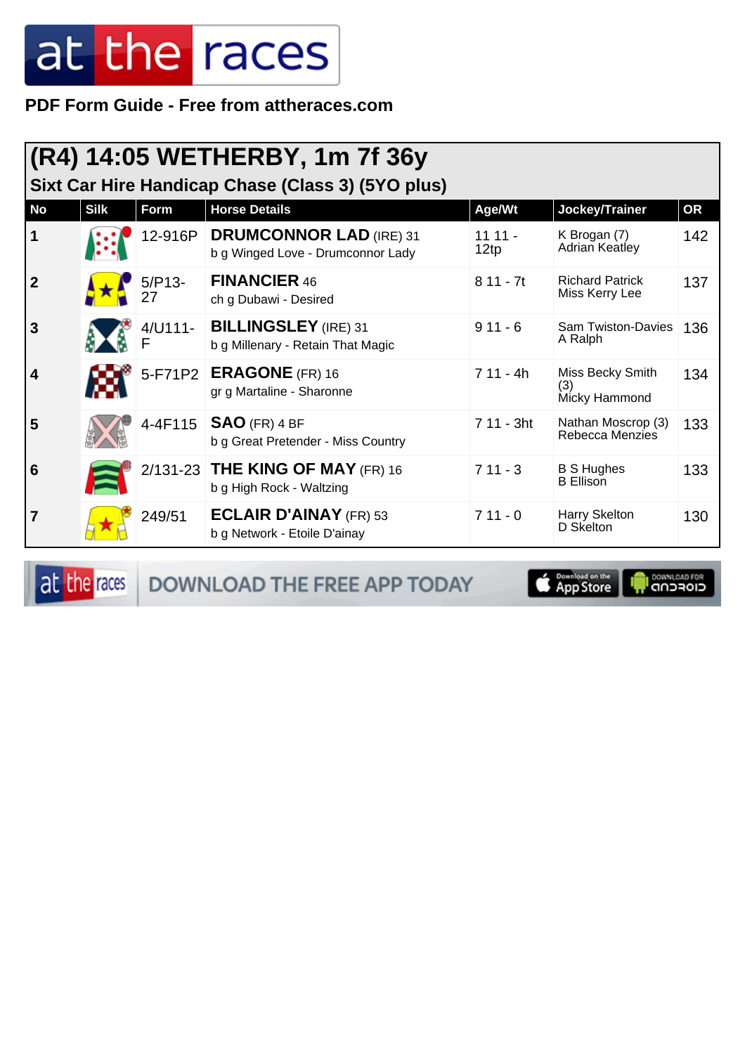# at the races

**PDF Form Guide - Free from attheraces.com**

## (R4) 14:05 WETHERBY, 1m 7f 36y

### Sixt Car Hire Handicap Chase (Class 3) (5YO plus)

| No | Silk | Form | Horse Details | Age/Wt | Jockey/Trainer | OR |
|---|---|---|---|---|---|---|
| 1 | | 12-916P | **DRUMCONNOR LAD** (IRE) 31<br>b g Winged Love - Drumconnor Lady | 11 11 - 12tp | K Brogan (7)<br>Adrian Keatley | 142 |
| 2 | | 5/P13-27 | **FINANCIER** 46<br>ch g Dubawi - Desired | 8 11 - 7t | Richard Patrick<br>Miss Kerry Lee | 137 |
| 3 | | 4/U111-F | **BILLINGSLEY** (IRE) 31<br>b g Millenary - Retain That Magic | 9 11 - 6 | Sam Twiston-Davies<br>A Ralph | 136 |
| 4 | | 5-F71P2 | **ERAGONE** (FR) 16<br>gr g Martaline - Sharonne | 7 11 - 4h | Miss Becky Smith (3)<br>Micky Hammond | 134 |
| 5 | | 4-4F115 | **SAO** (FR) 4 BF<br>b g Great Pretender - Miss Country | 7 11 - 3ht | Nathan Moscrop (3)<br>Rebecca Menzies | 133 |
| 6 | | 2/131-23 | **THE KING OF MAY** (FR) 16<br>b g High Rock - Waltzing | 7 11 - 3 | B S Hughes<br>B Ellison | 133 |
| 7 | | 249/51 | **ECLAIR D'AINAY** (FR) 53<br>b g Network - Etoile D'ainay | 7 11 - 0 | Harry Skelton<br>D Skelton | 130 |

at the races DOWNLOAD THE FREE APP TODAY — Download on the App Store — DOWNLOAD FOR ANDROID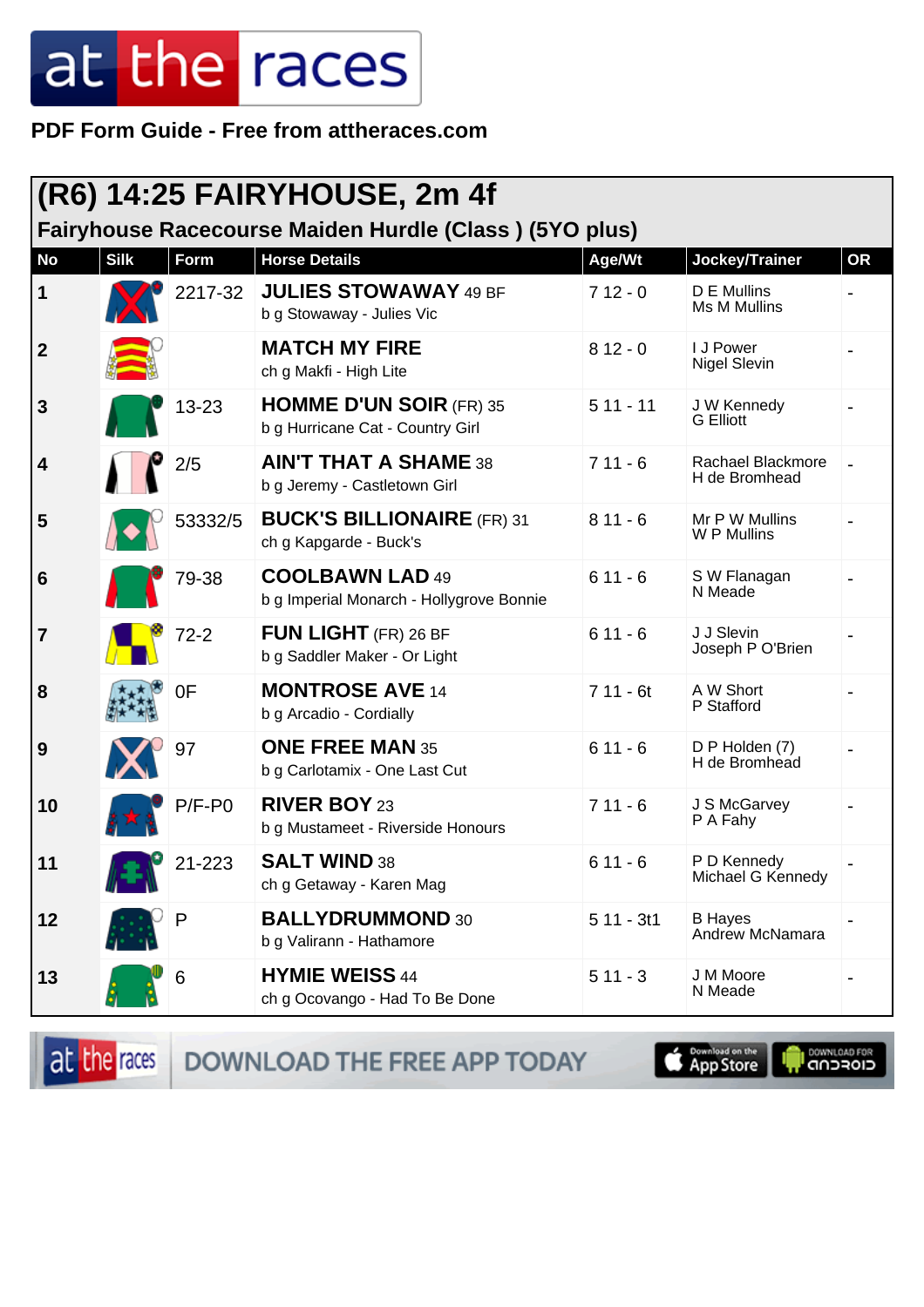**PDF Form Guide - Free from attheraces.com**

## (R6) 14:25 FAIRYHOUSE, 2m 4f

### Fairyhouse Racecourse Maiden Hurdle (Class ) (5YO plus)

| No | Silk | Form | Horse Details | Age/Wt | Jockey/Trainer | OR |
|---|---|---|---|---|---|---|
| 1 | | 2217-32 | **JULIES STOWAWAY** 49 BF<br>b g Stowaway - Julies Vic | 7 12 - 0 | D E Mullins<br>Ms M Mullins | - |
| 2 | | | **MATCH MY FIRE**<br>ch g Makfi - High Lite | 8 12 - 0 | I J Power<br>Nigel Slevin | - |
| 3 | | 13-23 | **HOMME D'UN SOIR** (FR) 35<br>b g Hurricane Cat - Country Girl | 5 11 - 11 | J W Kennedy<br>G Elliott | - |
| 4 | | 2/5 | **AIN'T THAT A SHAME** 38<br>b g Jeremy - Castletown Girl | 7 11 - 6 | Rachael Blackmore<br>H de Bromhead | - |
| 5 | | 53332/5 | **BUCK'S BILLIONAIRE** (FR) 31<br>ch g Kapgarde - Buck's | 8 11 - 6 | Mr P W Mullins<br>W P Mullins | - |
| 6 | | 79-38 | **COOLBAWN LAD** 49<br>b g Imperial Monarch - Hollygrove Bonnie | 6 11 - 6 | S W Flanagan<br>N Meade | - |
| 7 | | 72-2 | **FUN LIGHT** (FR) 26 BF<br>b g Saddler Maker - Or Light | 6 11 - 6 | J J Slevin<br>Joseph P O'Brien | - |
| 8 | | 0F | **MONTROSE AVE** 14<br>b g Arcadio - Cordially | 7 11 - 6t | A W Short<br>P Stafford | - |
| 9 | | 97 | **ONE FREE MAN** 35<br>b g Carlotamix - One Last Cut | 6 11 - 6 | D P Holden (7)<br>H de Bromhead | - |
| 10 | | P/F-P0 | **RIVER BOY** 23<br>b g Mustameet - Riverside Honours | 7 11 - 6 | J S McGarvey<br>P A Fahy | - |
| 11 | | 21-223 | **SALT WIND** 38<br>ch g Getaway - Karen Mag | 6 11 - 6 | P D Kennedy<br>Michael G Kennedy | - |
| 12 | | P | **BALLYDRUMMOND** 30<br>b g Valirann - Hathamore | 5 11 - 3t1 | B Hayes<br>Andrew McNamara | - |
| 13 | | 6 | **HYMIE WEISS** 44<br>ch g Ocovango - Had To Be Done | 5 11 - 3 | J M Moore<br>N Meade | - |

DOWNLOAD THE FREE APP TODAY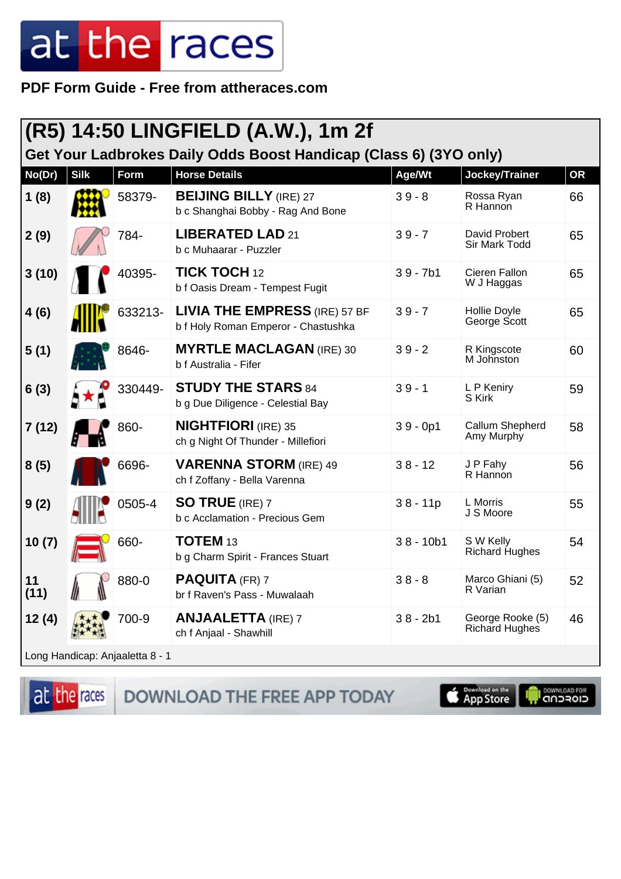PDF Form Guide - Free from attheraces.com

## (R5) 14:50 LINGFIELD (A.W.), 1m 2f

### Get Your Ladbrokes Daily Odds Boost Handicap (Class 6) (3YO only)

| No(Dr) | Silk | Form | Horse Details | Age/Wt | Jockey/Trainer | OR |
|---|---|---|---|---|---|---|
| 1 (8) | | 58379- | **BEIJING BILLY** (IRE) 27<br>b c Shanghai Bobby - Rag And Bone | 3 9 - 8 | Rossa Ryan<br>R Hannon | 66 |
| 2 (9) | | 784- | **LIBERATED LAD** 21<br>b c Muhaarar - Puzzler | 3 9 - 7 | David Probert<br>Sir Mark Todd | 65 |
| 3 (10) | | 40395- | **TICK TOCH** 12<br>b f Oasis Dream - Tempest Fugit | 3 9 - 7b1 | Cieren Fallon<br>W J Haggas | 65 |
| 4 (6) | | 633213- | **LIVIA THE EMPRESS** (IRE) 57 BF<br>b f Holy Roman Emperor - Chastushka | 3 9 - 7 | Hollie Doyle<br>George Scott | 65 |
| 5 (1) | | 8646- | **MYRTLE MACLAGAN** (IRE) 30<br>b f Australia - Fifer | 3 9 - 2 | R Kingscote<br>M Johnston | 60 |
| 6 (3) | | 330449- | **STUDY THE STARS** 84<br>b g Due Diligence - Celestial Bay | 3 9 - 1 | L P Keniry<br>S Kirk | 59 |
| 7 (12) | | 860- | **NIGHTFIORI** (IRE) 35<br>ch g Night Of Thunder - Millefiori | 3 9 - 0p1 | Callum Shepherd<br>Amy Murphy | 58 |
| 8 (5) | | 6696- | **VARENNA STORM** (IRE) 49<br>ch f Zoffany - Bella Varenna | 3 8 - 12 | J P Fahy<br>R Hannon | 56 |
| 9 (2) | | 0505-4 | **SO TRUE** (IRE) 7<br>b c Acclamation - Precious Gem | 3 8 - 11p | L Morris<br>J S Moore | 55 |
| 10 (7) | | 660- | **TOTEM** 13<br>b g Charm Spirit - Frances Stuart | 3 8 - 10b1 | S W Kelly<br>Richard Hughes | 54 |
| 11 (11) | | 880-0 | **PAQUITA** (FR) 7<br>br f Raven's Pass - Muwalaah | 3 8 - 8 | Marco Ghiani (5)<br>R Varian | 52 |
| 12 (4) | | 700-9 | **ANJAALETTA** (IRE) 7<br>ch f Anjaal - Shawhill | 3 8 - 2b1 | George Rooke (5)<br>Richard Hughes | 46 |

Long Handicap: Anjaaletta 8 - 1

DOWNLOAD THE FREE APP TODAY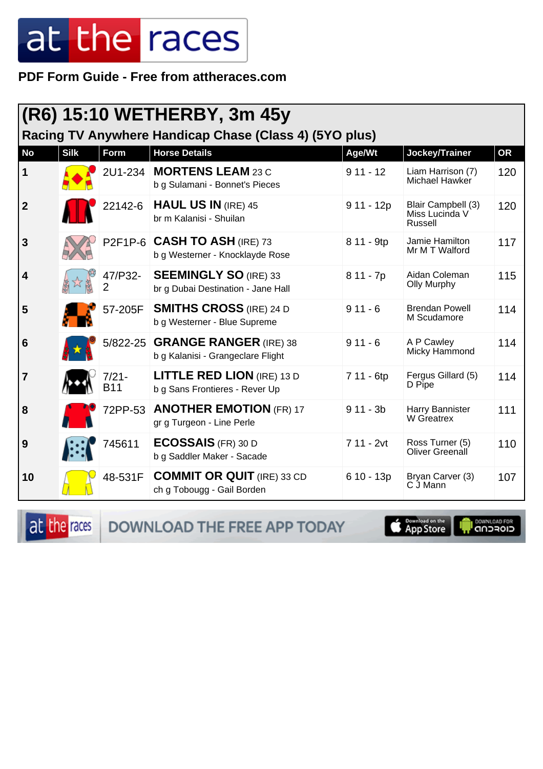at the races

**PDF Form Guide - Free from attheraces.com**

## (R6) 15:10 WETHERBY, 3m 45y

### Racing TV Anywhere Handicap Chase (Class 4) (5YO plus)

| No | Silk | Form | Horse Details | Age/Wt | Jockey/Trainer | OR |
|---|---|---|---|---|---|---|
| 1 | | 2U1-234 | **MORTENS LEAM** 23 C<br>b g Sulamani - Bonnet's Pieces | 9 11 - 12 | Liam Harrison (7)<br>Michael Hawker | 120 |
| 2 | | 22142-6 | **HAUL US IN** (IRE) 45<br>br m Kalanisi - Shuilan | 9 11 - 12p | Blair Campbell (3)<br>Miss Lucinda V Russell | 120 |
| 3 | | P2F1P-6 | **CASH TO ASH** (IRE) 73<br>b g Westerner - Knocklayde Rose | 8 11 - 9tp | Jamie Hamilton<br>Mr M T Walford | 117 |
| 4 | | 47/P32-2 | **SEEMINGLY SO** (IRE) 33<br>br g Dubai Destination - Jane Hall | 8 11 - 7p | Aidan Coleman<br>Olly Murphy | 115 |
| 5 | | 57-205F | **SMITHS CROSS** (IRE) 24 D<br>b g Westerner - Blue Supreme | 9 11 - 6 | Brendan Powell<br>M Scudamore | 114 |
| 6 | | 5/822-25 | **GRANGE RANGER** (IRE) 38<br>b g Kalanisi - Grangeclare Flight | 9 11 - 6 | A P Cawley<br>Micky Hammond | 114 |
| 7 | | 7/21-B11 | **LITTLE RED LION** (IRE) 13 D<br>b g Sans Frontieres - Rever Up | 7 11 - 6tp | Fergus Gillard (5)<br>D Pipe | 114 |
| 8 | | 72PP-53 | **ANOTHER EMOTION** (FR) 17<br>gr g Turgeon - Line Perle | 9 11 - 3b | Harry Bannister<br>W Greatrex | 111 |
| 9 | | 745611 | **ECOSSAIS** (FR) 30 D<br>b g Saddler Maker - Sacade | 7 11 - 2vt | Ross Turner (5)<br>Oliver Greenall | 110 |
| 10 | | 48-531F | **COMMIT OR QUIT** (IRE) 33 CD<br>ch g Tobougg - Gail Borden | 6 10 - 13p | Bryan Carver (3)<br>C J Mann | 107 |

at the races — DOWNLOAD THE FREE APP TODAY — Download on the App Store — DOWNLOAD FOR ANDROID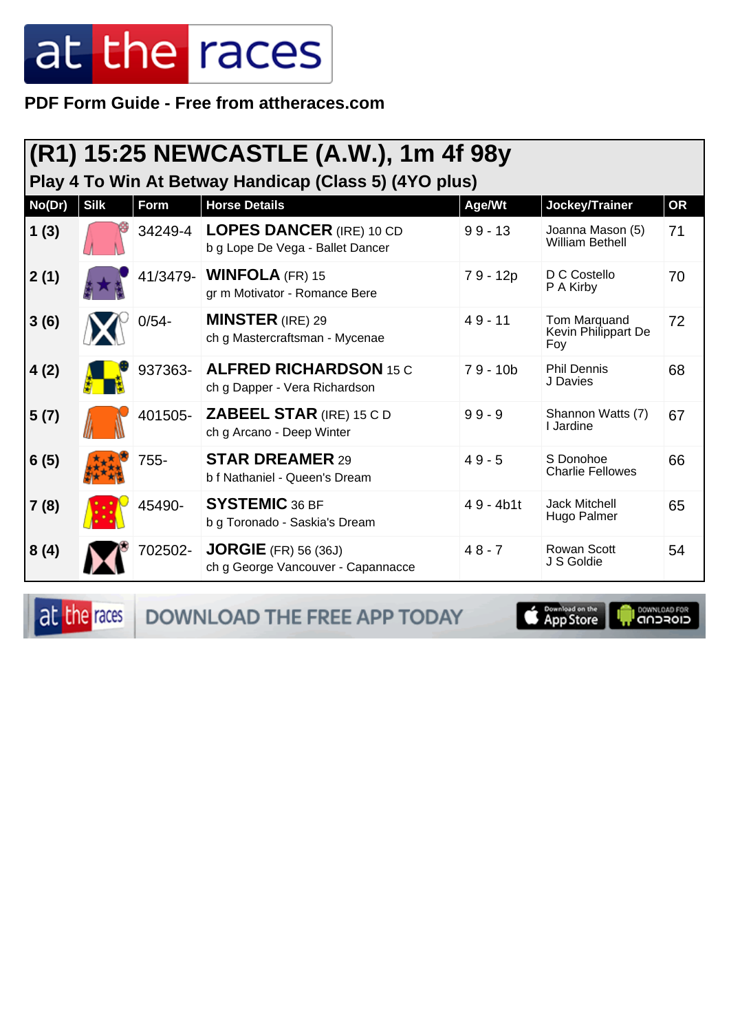PDF Form Guide - Free from attheraces.com

## (R1) 15:25 NEWCASTLE (A.W.), 1m 4f 98y

### Play 4 To Win At Betway Handicap (Class 5) (4YO plus)

| No(Dr) | Silk | Form | Horse Details | Age/Wt | Jockey/Trainer | OR |
|---|---|---|---|---|---|---|
| 1 (3) | | 34249-4 | **LOPES DANCER** (IRE) 10 CD<br>b g Lope De Vega - Ballet Dancer | 9 9 - 13 | Joanna Mason (5)<br>William Bethell | 71 |
| 2 (1) | | 41/3479- | **WINFOLA** (FR) 15<br>gr m Motivator - Romance Bere | 7 9 - 12p | D C Costello<br>P A Kirby | 70 |
| 3 (6) | | 0/54- | **MINSTER** (IRE) 29<br>ch g Mastercraftsman - Mycenae | 4 9 - 11 | Tom Marquand<br>Kevin Philippart De Foy | 72 |
| 4 (2) | | 937363- | **ALFRED RICHARDSON** 15 C<br>ch g Dapper - Vera Richardson | 7 9 - 10b | Phil Dennis<br>J Davies | 68 |
| 5 (7) | | 401505- | **ZABEEL STAR** (IRE) 15 C D<br>ch g Arcano - Deep Winter | 9 9 - 9 | Shannon Watts (7)<br>I Jardine | 67 |
| 6 (5) | | 755- | **STAR DREAMER** 29<br>b f Nathaniel - Queen's Dream | 4 9 - 5 | S Donohoe<br>Charlie Fellowes | 66 |
| 7 (8) | | 45490- | **SYSTEMIC** 36 BF<br>b g Toronado - Saskia's Dream | 4 9 - 4b1t | Jack Mitchell<br>Hugo Palmer | 65 |
| 8 (4) | | 702502- | **JORGIE** (FR) 56 (36J)<br>ch g George Vancouver - Capannacce | 4 8 - 7 | Rowan Scott<br>J S Goldie | 54 |

DOWNLOAD THE FREE APP TODAY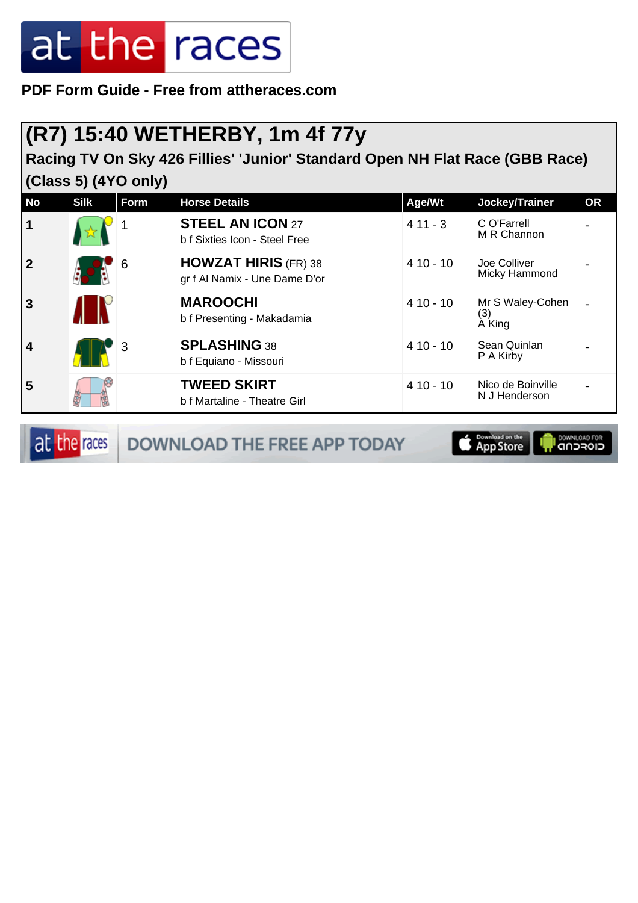**PDF Form Guide - Free from attheraces.com**

# (R7) 15:40 WETHERBY, 1m 4f 77y

**Racing TV On Sky 426 Fillies' 'Junior' Standard Open NH Flat Race (GBB Race) (Class 5) (4YO only)**

| No | Silk | Form | Horse Details | Age/Wt | Jockey/Trainer | OR |
|---|---|---|---|---|---|---|
| 1 | | 1 | **STEEL AN ICON** 27<br>b f Sixties Icon - Steel Free | 4 11 - 3 | C O'Farrell<br>M R Channon | - |
| 2 | | 6 | **HOWZAT HIRIS** (FR) 38<br>gr f Al Namix - Une Dame D'or | 4 10 - 10 | Joe Colliver<br>Micky Hammond | - |
| 3 | | | **MAROOCHI**<br>b f Presenting - Makadamia | 4 10 - 10 | Mr S Waley-Cohen (3)<br>A King | - |
| 4 | | 3 | **SPLASHING** 38<br>b f Equiano - Missouri | 4 10 - 10 | Sean Quinlan<br>P A Kirby | - |
| 5 | | | **TWEED SKIRT**<br>b f Martaline - Theatre Girl | 4 10 - 10 | Nico de Boinville<br>N J Henderson | - |

DOWNLOAD THE FREE APP TODAY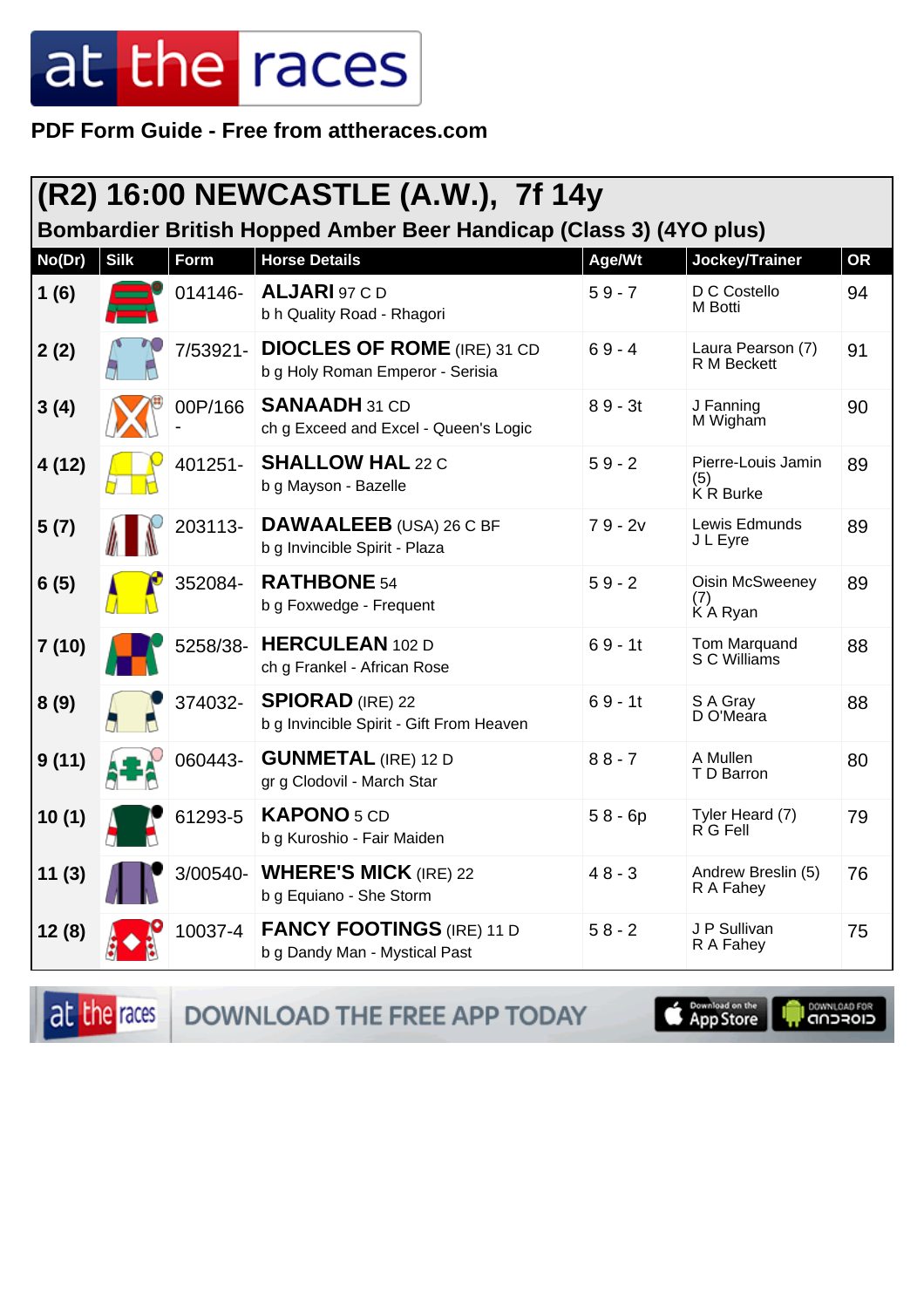at the races

**PDF Form Guide - Free from attheraces.com**

## (R2) 16:00 NEWCASTLE (A.W.), 7f 14y

### Bombardier British Hopped Amber Beer Handicap (Class 3) (4YO plus)

| No(Dr) | Silk | Form | Horse Details | Age/Wt | Jockey/Trainer | OR |
|---|---|---|---|---|---|---|
| 1 (6) | | 014146- | **ALJARI** 97 C D<br>b h Quality Road - Rhagori | 5 9 - 7 | D C Costello<br>M Botti | 94 |
| 2 (2) | | 7/53921- | **DIOCLES OF ROME** (IRE) 31 CD<br>b g Holy Roman Emperor - Serisia | 6 9 - 4 | Laura Pearson (7)<br>R M Beckett | 91 |
| 3 (4) | | 00P/166- | **SANAADH** 31 CD<br>ch g Exceed and Excel - Queen's Logic | 8 9 - 3t | J Fanning<br>M Wigham | 90 |
| 4 (12) | | 401251- | **SHALLOW HAL** 22 C<br>b g Mayson - Bazelle | 5 9 - 2 | Pierre-Louis Jamin (5)<br>K R Burke | 89 |
| 5 (7) | | 203113- | **DAWAALEEB** (USA) 26 C BF<br>b g Invincible Spirit - Plaza | 7 9 - 2v | Lewis Edmunds<br>J L Eyre | 89 |
| 6 (5) | | 352084- | **RATHBONE** 54<br>b g Foxwedge - Frequent | 5 9 - 2 | Oisin McSweeney (7)<br>K A Ryan | 89 |
| 7 (10) | | 5258/38- | **HERCULEAN** 102 D<br>ch g Frankel - African Rose | 6 9 - 1t | Tom Marquand<br>S C Williams | 88 |
| 8 (9) | | 374032- | **SPIORAD** (IRE) 22<br>b g Invincible Spirit - Gift From Heaven | 6 9 - 1t | S A Gray<br>D O'Meara | 88 |
| 9 (11) | | 060443- | **GUNMETAL** (IRE) 12 D<br>gr g Clodovil - March Star | 8 8 - 7 | A Mullen<br>T D Barron | 80 |
| 10 (1) | | 61293-5 | **KAPONO** 5 CD<br>b g Kuroshio - Fair Maiden | 5 8 - 6p | Tyler Heard (7)<br>R G Fell | 79 |
| 11 (3) | | 3/00540- | **WHERE'S MICK** (IRE) 22<br>b g Equiano - She Storm | 4 8 - 3 | Andrew Breslin (5)<br>R A Fahey | 76 |
| 12 (8) | | 10037-4 | **FANCY FOOTINGS** (IRE) 11 D<br>b g Dandy Man - Mystical Past | 5 8 - 2 | J P Sullivan<br>R A Fahey | 75 |

DOWNLOAD THE FREE APP TODAY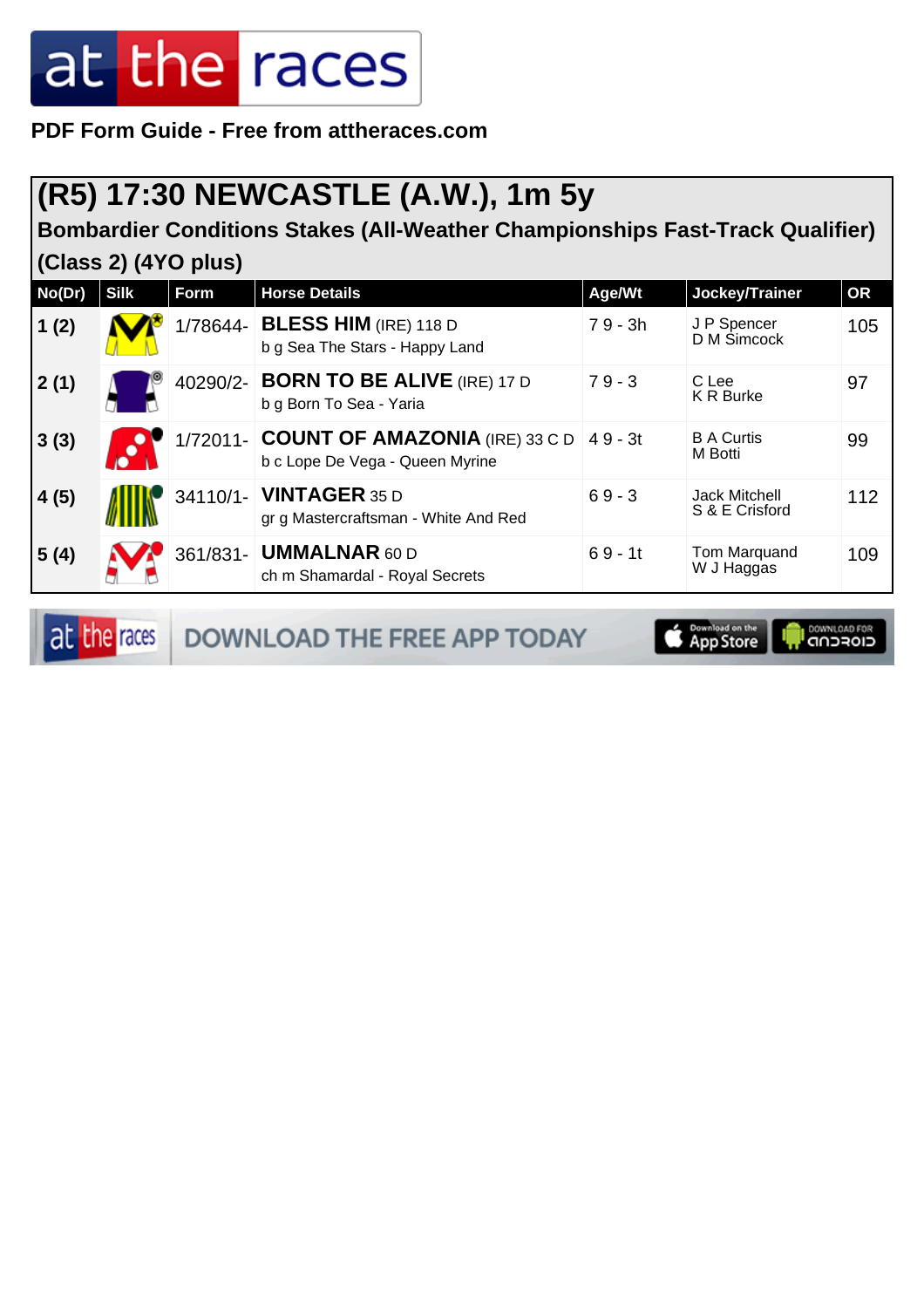PDF Form Guide - Free from attheraces.com

# (R5) 17:30 NEWCASTLE (A.W.), 1m 5y

### Bombardier Conditions Stakes (All-Weather Championships Fast-Track Qualifier) (Class 2) (4YO plus)

| No(Dr) | Silk | Form | Horse Details | Age/Wt | Jockey/Trainer | OR |
|---|---|---|---|---|---|---|
| 1 (2) | | 1/78644- | **BLESS HIM** (IRE) 118 D<br>b g Sea The Stars - Happy Land | 7 9 - 3h | J P Spencer<br>D M Simcock | 105 |
| 2 (1) | | 40290/2- | **BORN TO BE ALIVE** (IRE) 17 D<br>b g Born To Sea - Yaria | 7 9 - 3 | C Lee<br>K R Burke | 97 |
| 3 (3) | | 1/72011- | **COUNT OF AMAZONIA** (IRE) 33 C D<br>b c Lope De Vega - Queen Myrine | 4 9 - 3t | B A Curtis<br>M Botti | 99 |
| 4 (5) | | 34110/1- | **VINTAGER** 35 D<br>gr g Mastercraftsman - White And Red | 6 9 - 3 | Jack Mitchell<br>S & E Crisford | 112 |
| 5 (4) | | 361/831- | **UMMALNAR** 60 D<br>ch m Shamardal - Royal Secrets | 6 9 - 1t | Tom Marquand<br>W J Haggas | 109 |

DOWNLOAD THE FREE APP TODAY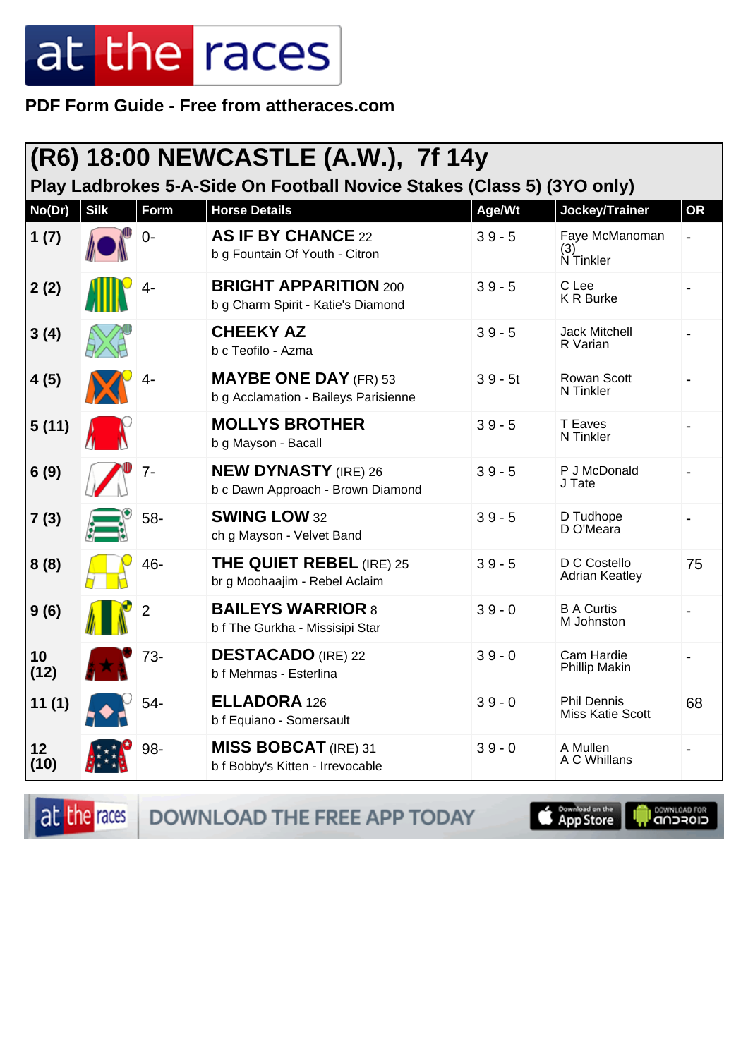**PDF Form Guide - Free from attheraces.com**

# (R6) 18:00 NEWCASTLE (A.W.), 7f 14y

## Play Ladbrokes 5-A-Side On Football Novice Stakes (Class 5) (3YO only)

| No(Dr) | Silk | Form | Horse Details | Age/Wt | Jockey/Trainer | OR |
|---|---|---|---|---|---|---|
| 1 (7) | | 0- | **AS IF BY CHANCE** 22<br>b g Fountain Of Youth - Citron | 3 9 - 5 | Faye McManoman (3)<br>N Tinkler | - |
| 2 (2) | | 4- | **BRIGHT APPARITION** 200<br>b g Charm Spirit - Katie's Diamond | 3 9 - 5 | C Lee<br>K R Burke | - |
| 3 (4) | | | **CHEEKY AZ**<br>b c Teofilo - Azma | 3 9 - 5 | Jack Mitchell<br>R Varian | - |
| 4 (5) | | 4- | **MAYBE ONE DAY** (FR) 53<br>b g Acclamation - Baileys Parisienne | 3 9 - 5t | Rowan Scott<br>N Tinkler | - |
| 5 (11) | | | **MOLLYS BROTHER**<br>b g Mayson - Bacall | 3 9 - 5 | T Eaves<br>N Tinkler | - |
| 6 (9) | | 7- | **NEW DYNASTY** (IRE) 26<br>b c Dawn Approach - Brown Diamond | 3 9 - 5 | P J McDonald<br>J Tate | - |
| 7 (3) | | 58- | **SWING LOW** 32<br>ch g Mayson - Velvet Band | 3 9 - 5 | D Tudhope<br>D O'Meara | - |
| 8 (8) | | 46- | **THE QUIET REBEL** (IRE) 25<br>br g Moohaajim - Rebel Aclaim | 3 9 - 5 | D C Costello<br>Adrian Keatley | 75 |
| 9 (6) | | 2 | **BAILEYS WARRIOR** 8<br>b f The Gurkha - Missisipi Star | 3 9 - 0 | B A Curtis<br>M Johnston | - |
| 10 (12) | | 73- | **DESTACADO** (IRE) 22<br>b f Mehmas - Esterlina | 3 9 - 0 | Cam Hardie<br>Phillip Makin | - |
| 11 (1) | | 54- | **ELLADORA** 126<br>b f Equiano - Somersault | 3 9 - 0 | Phil Dennis<br>Miss Katie Scott | 68 |
| 12 (10) | | 98- | **MISS BOBCAT** (IRE) 31<br>b f Bobby's Kitten - Irrevocable | 3 9 - 0 | A Mullen<br>A C Whillans | - |

DOWNLOAD THE FREE APP TODAY